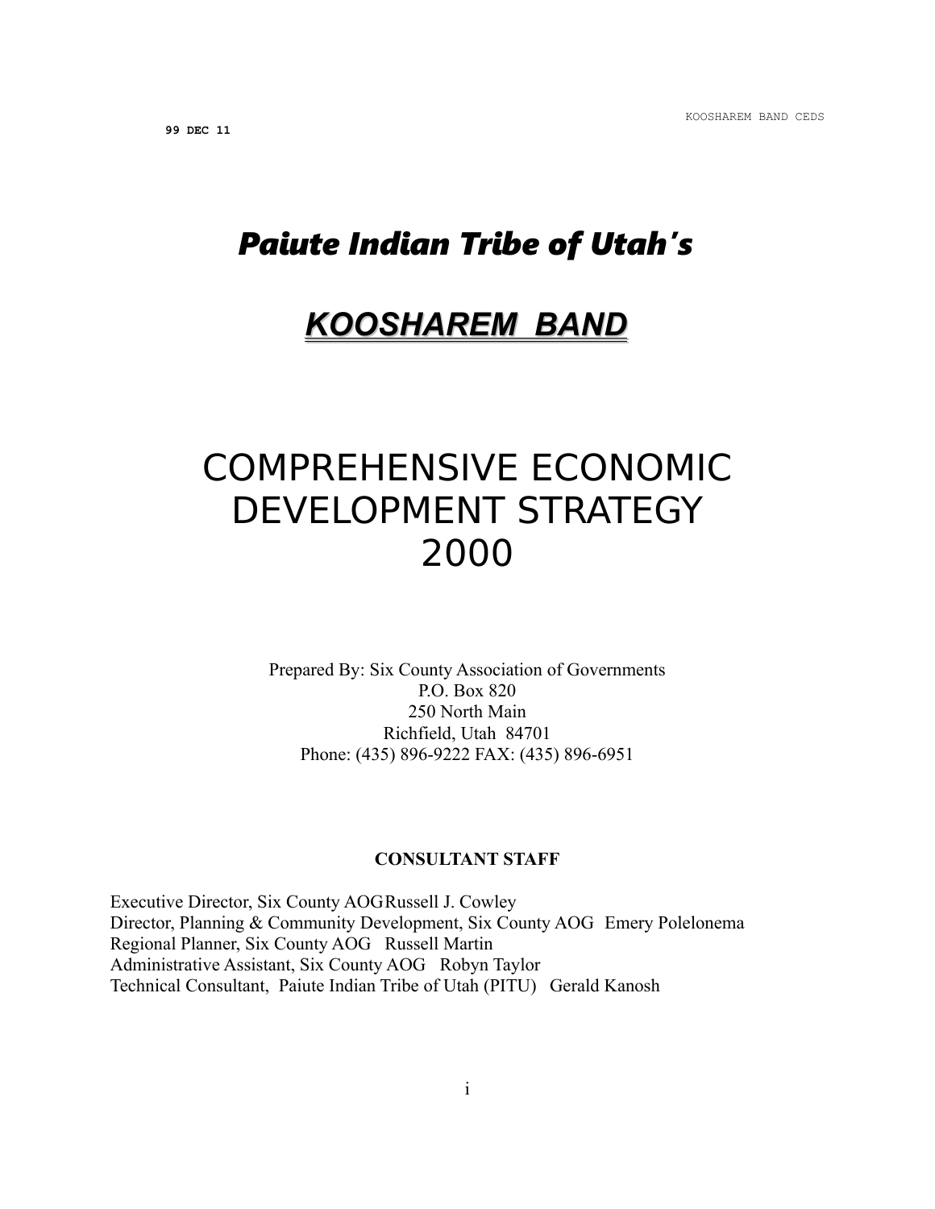99 DEC 11

# *Paiute Indian Tribe of Utah's*

# ***KOOSHAREM BAND***

# COMPREHENSIVE ECONOMIC DEVELOPMENT STRATEGY 2000

Prepared By: Six County Association of Governments
P.O. Box 820
250 North Main
Richfield, Utah 84701
Phone: (435) 896-9222 FAX: (435) 896-6951

**CONSULTANT STAFF**

Executive Director, Six County AOG Russell J. Cowley
Director, Planning & Community Development, Six County AOG Emery Polelonema
Regional Planner, Six County AOG Russell Martin
Administrative Assistant, Six County AOG Robyn Taylor
Technical Consultant, Paiute Indian Tribe of Utah (PITU) Gerald Kanosh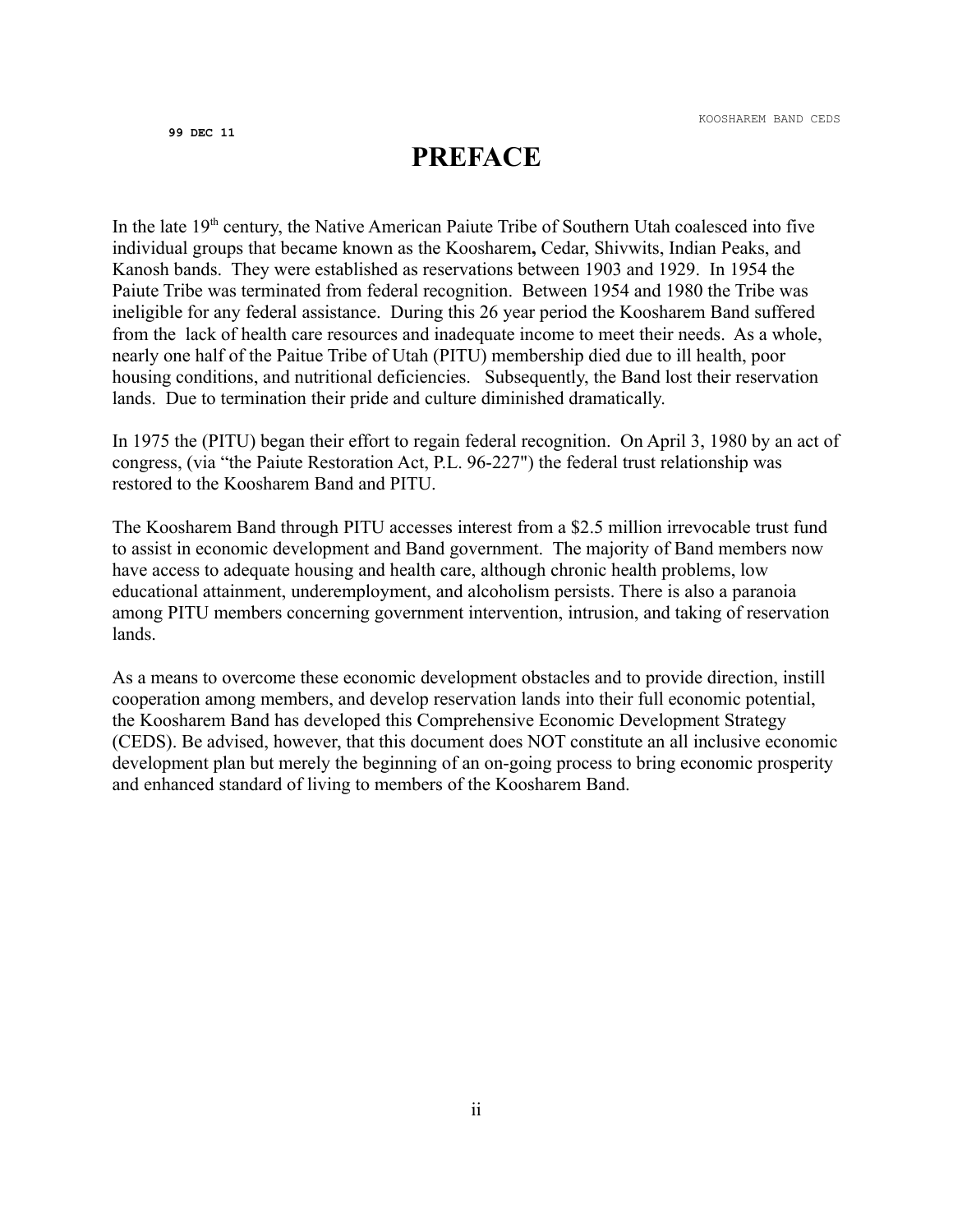99 DEC 11

# PREFACE

In the late 19th century, the Native American Paiute Tribe of Southern Utah coalesced into five individual groups that became known as the Koosharem**,** Cedar, Shivwits, Indian Peaks, and Kanosh bands. They were established as reservations between 1903 and 1929. In 1954 the Paiute Tribe was terminated from federal recognition. Between 1954 and 1980 the Tribe was ineligible for any federal assistance. During this 26 year period the Koosharem Band suffered from the lack of health care resources and inadequate income to meet their needs. As a whole, nearly one half of the Paitue Tribe of Utah (PITU) membership died due to ill health, poor housing conditions, and nutritional deficiencies. Subsequently, the Band lost their reservation lands. Due to termination their pride and culture diminished dramatically.

In 1975 the (PITU) began their effort to regain federal recognition. On April 3, 1980 by an act of congress, (via "the Paiute Restoration Act, P.L. 96-227") the federal trust relationship was restored to the Koosharem Band and PITU.

The Koosharem Band through PITU accesses interest from a $2.5 million irrevocable trust fund to assist in economic development and Band government. The majority of Band members now have access to adequate housing and health care, although chronic health problems, low educational attainment, underemployment, and alcoholism persists. There is also a paranoia among PITU members concerning government intervention, intrusion, and taking of reservation lands.

As a means to overcome these economic development obstacles and to provide direction, instill cooperation among members, and develop reservation lands into their full economic potential, the Koosharem Band has developed this Comprehensive Economic Development Strategy (CEDS). Be advised, however, that this document does NOT constitute an all inclusive economic development plan but merely the beginning of an on-going process to bring economic prosperity and enhanced standard of living to members of the Koosharem Band.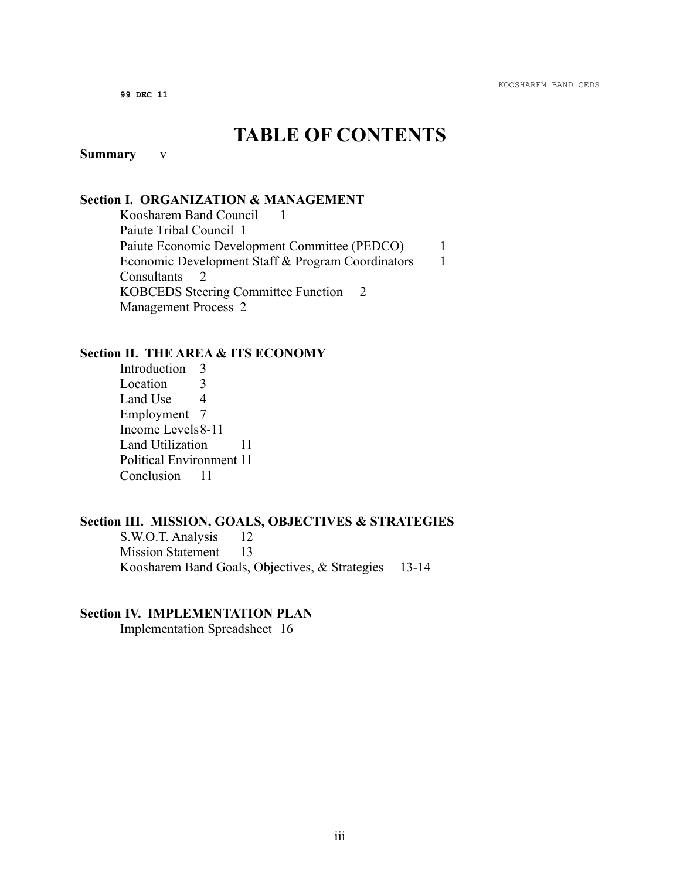# TABLE OF CONTENTS

**Summary** v

**Section I. ORGANIZATION & MANAGEMENT**

- Koosharem Band Council 1
- Paiute Tribal Council 1
- Paiute Economic Development Committee (PEDCO) 1
- Economic Development Staff & Program Coordinators 1
- Consultants 2
- KOBCEDS Steering Committee Function 2
- Management Process 2

**Section II. THE AREA & ITS ECONOMY**

- Introduction 3
- Location 3
- Land Use 4
- Employment 7
- Income Levels 8-11
- Land Utilization 11
- Political Environment 11
- Conclusion 11

**Section III. MISSION, GOALS, OBJECTIVES & STRATEGIES**

- S.W.O.T. Analysis 12
- Mission Statement 13
- Koosharem Band Goals, Objectives, & Strategies 13-14

**Section IV. IMPLEMENTATION PLAN**

- Implementation Spreadsheet 16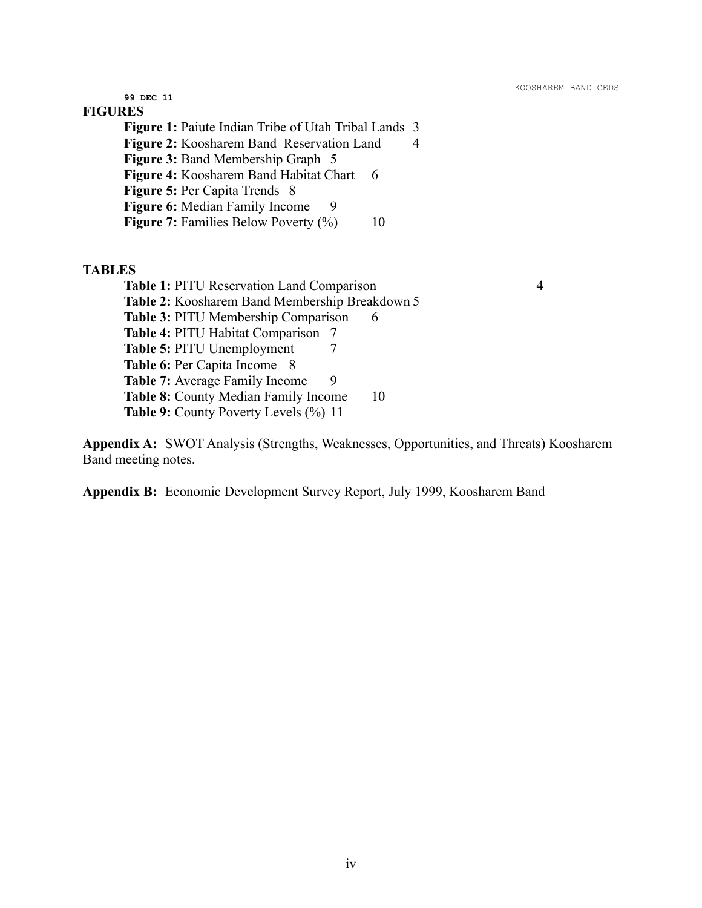99 DEC 11

## FIGURES

**Figure 1:** Paiute Indian Tribe of Utah Tribal Lands 3
**Figure 2:** Koosharem Band Reservation Land 4
**Figure 3:** Band Membership Graph 5
**Figure 4:** Koosharem Band Habitat Chart 6
**Figure 5:** Per Capita Trends 8
**Figure 6:** Median Family Income 9
**Figure 7:** Families Below Poverty (%) 10

## TABLES

**Table 1:** PITU Reservation Land Comparison 4
**Table 2:** Koosharem Band Membership Breakdown 5
**Table 3:** PITU Membership Comparison 6
**Table 4:** PITU Habitat Comparison 7
**Table 5:** PITU Unemployment 7
**Table 6:** Per Capita Income 8
**Table 7:** Average Family Income 9
**Table 8:** County Median Family Income 10
**Table 9:** County Poverty Levels (%) 11

**Appendix A:** SWOT Analysis (Strengths, Weaknesses, Opportunities, and Threats) Koosharem Band meeting notes.

**Appendix B:** Economic Development Survey Report, July 1999, Koosharem Band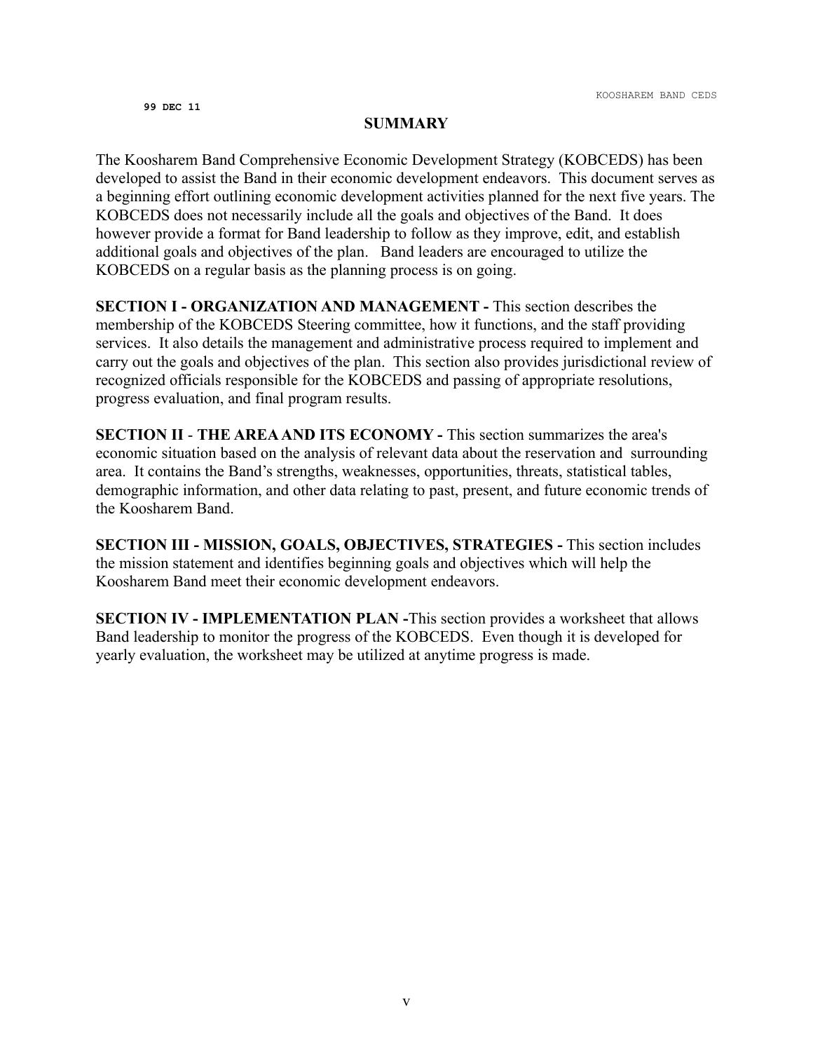99 DEC 11

## SUMMARY

The Koosharem Band Comprehensive Economic Development Strategy (KOBCEDS) has been developed to assist the Band in their economic development endeavors. This document serves as a beginning effort outlining economic development activities planned for the next five years. The KOBCEDS does not necessarily include all the goals and objectives of the Band. It does however provide a format for Band leadership to follow as they improve, edit, and establish additional goals and objectives of the plan. Band leaders are encouraged to utilize the KOBCEDS on a regular basis as the planning process is on going.

**SECTION I - ORGANIZATION AND MANAGEMENT -** This section describes the membership of the KOBCEDS Steering committee, how it functions, and the staff providing services. It also details the management and administrative process required to implement and carry out the goals and objectives of the plan. This section also provides jurisdictional review of recognized officials responsible for the KOBCEDS and passing of appropriate resolutions, progress evaluation, and final program results.

**SECTION II - THE AREA AND ITS ECONOMY -** This section summarizes the area's economic situation based on the analysis of relevant data about the reservation and surrounding area. It contains the Band's strengths, weaknesses, opportunities, threats, statistical tables, demographic information, and other data relating to past, present, and future economic trends of the Koosharem Band.

**SECTION III - MISSION, GOALS, OBJECTIVES, STRATEGIES -** This section includes the mission statement and identifies beginning goals and objectives which will help the Koosharem Band meet their economic development endeavors.

**SECTION IV - IMPLEMENTATION PLAN -**This section provides a worksheet that allows Band leadership to monitor the progress of the KOBCEDS. Even though it is developed for yearly evaluation, the worksheet may be utilized at anytime progress is made.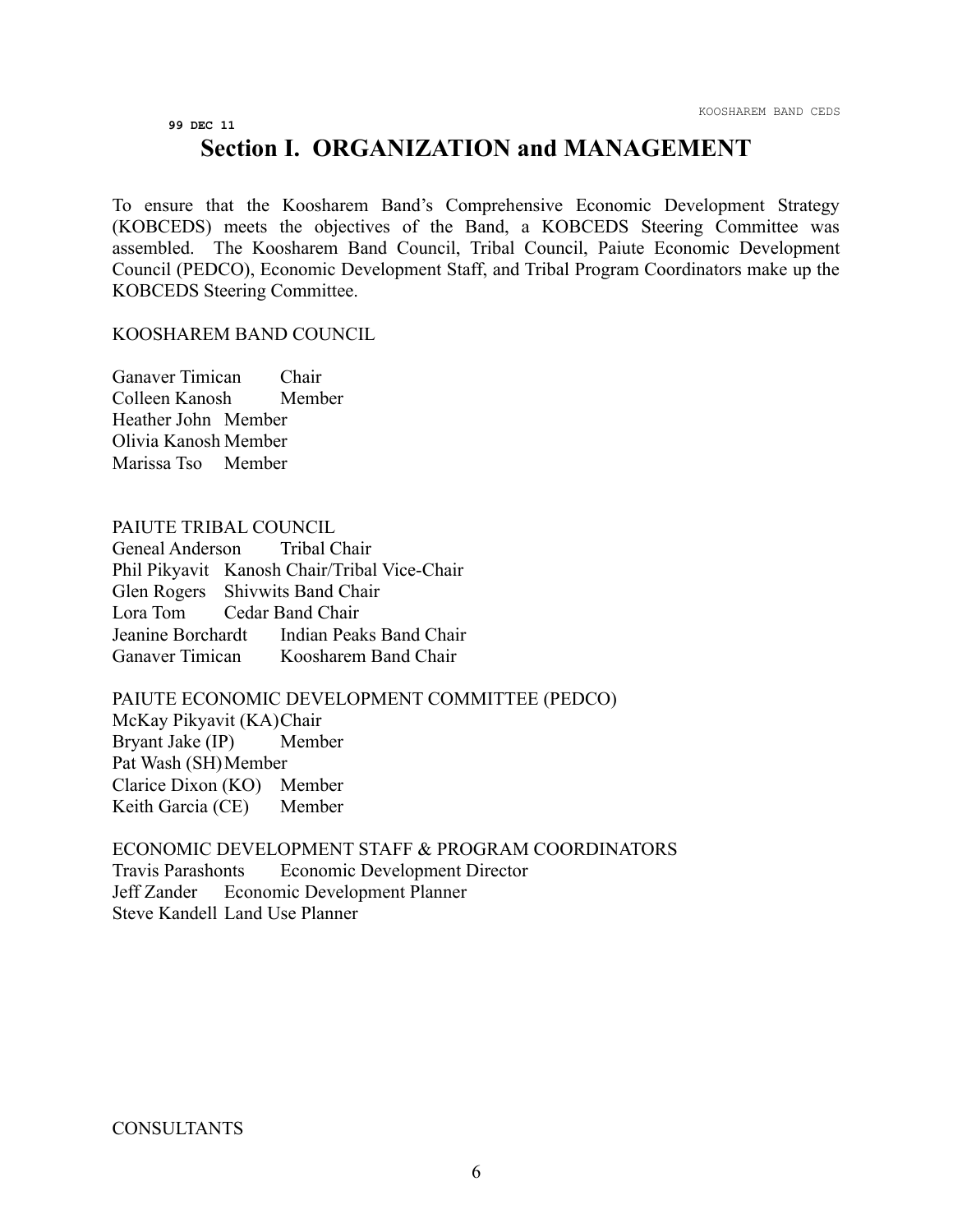99 DEC 11

# Section I. ORGANIZATION and MANAGEMENT

To ensure that the Koosharem Band's Comprehensive Economic Development Strategy (KOBCEDS) meets the objectives of the Band, a KOBCEDS Steering Committee was assembled. The Koosharem Band Council, Tribal Council, Paiute Economic Development Council (PEDCO), Economic Development Staff, and Tribal Program Coordinators make up the KOBCEDS Steering Committee.

KOOSHAREM BAND COUNCIL

Ganaver Timican Chair
Colleen Kanosh Member
Heather John Member
Olivia Kanosh Member
Marissa Tso Member

PAIUTE TRIBAL COUNCIL
Geneal Anderson Tribal Chair
Phil Pikyavit Kanosh Chair/Tribal Vice-Chair
Glen Rogers Shivwits Band Chair
Lora Tom Cedar Band Chair
Jeanine Borchardt Indian Peaks Band Chair
Ganaver Timican Koosharem Band Chair

PAIUTE ECONOMIC DEVELOPMENT COMMITTEE (PEDCO)
McKay Pikyavit (KA) Chair
Bryant Jake (IP) Member
Pat Wash (SH) Member
Clarice Dixon (KO) Member
Keith Garcia (CE) Member

ECONOMIC DEVELOPMENT STAFF & PROGRAM COORDINATORS
Travis Parashonts Economic Development Director
Jeff Zander Economic Development Planner
Steve Kandell Land Use Planner

CONSULTANTS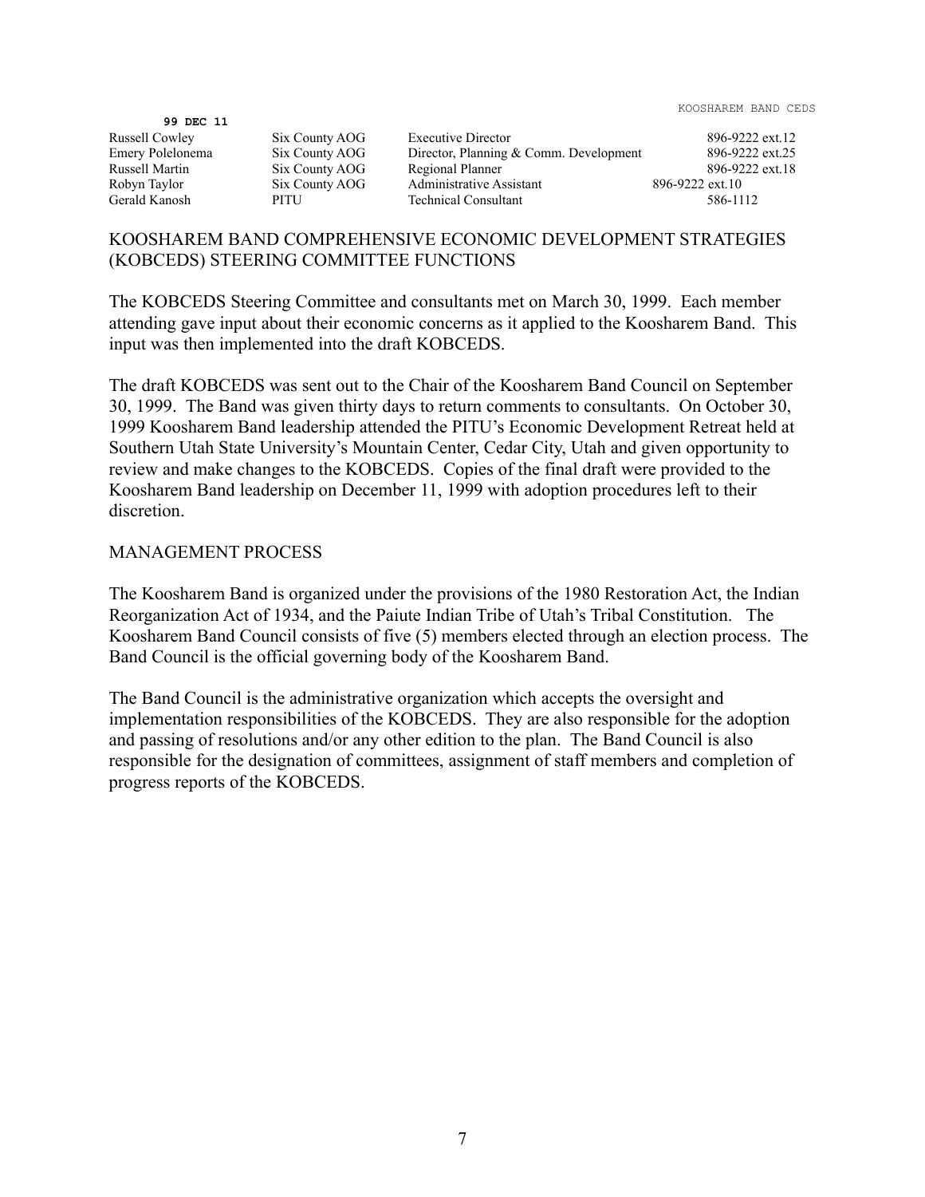**99 DEC 11**

| | | | |
|---|---|---|---|
| Russell Cowley | Six County AOG | Executive Director | 896-9222 ext.12 |
| Emery Polelonema | Six County AOG | Director, Planning & Comm. Development | 896-9222 ext.25 |
| Russell Martin | Six County AOG | Regional Planner | 896-9222 ext.18 |
| Robyn Taylor | Six County AOG | Administrative Assistant | 896-9222 ext.10 |
| Gerald Kanosh | PITU | Technical Consultant | 586-1112 |

## KOOSHAREM BAND COMPREHENSIVE ECONOMIC DEVELOPMENT STRATEGIES (KOBCEDS) STEERING COMMITTEE FUNCTIONS

The KOBCEDS Steering Committee and consultants met on March 30, 1999. Each member attending gave input about their economic concerns as it applied to the Koosharem Band. This input was then implemented into the draft KOBCEDS.

The draft KOBCEDS was sent out to the Chair of the Koosharem Band Council on September 30, 1999. The Band was given thirty days to return comments to consultants. On October 30, 1999 Koosharem Band leadership attended the PITU's Economic Development Retreat held at Southern Utah State University's Mountain Center, Cedar City, Utah and given opportunity to review and make changes to the KOBCEDS. Copies of the final draft were provided to the Koosharem Band leadership on December 11, 1999 with adoption procedures left to their discretion.

## MANAGEMENT PROCESS

The Koosharem Band is organized under the provisions of the 1980 Restoration Act, the Indian Reorganization Act of 1934, and the Paiute Indian Tribe of Utah's Tribal Constitution. The Koosharem Band Council consists of five (5) members elected through an election process. The Band Council is the official governing body of the Koosharem Band.

The Band Council is the administrative organization which accepts the oversight and implementation responsibilities of the KOBCEDS. They are also responsible for the adoption and passing of resolutions and/or any other edition to the plan. The Band Council is also responsible for the designation of committees, assignment of staff members and completion of progress reports of the KOBCEDS.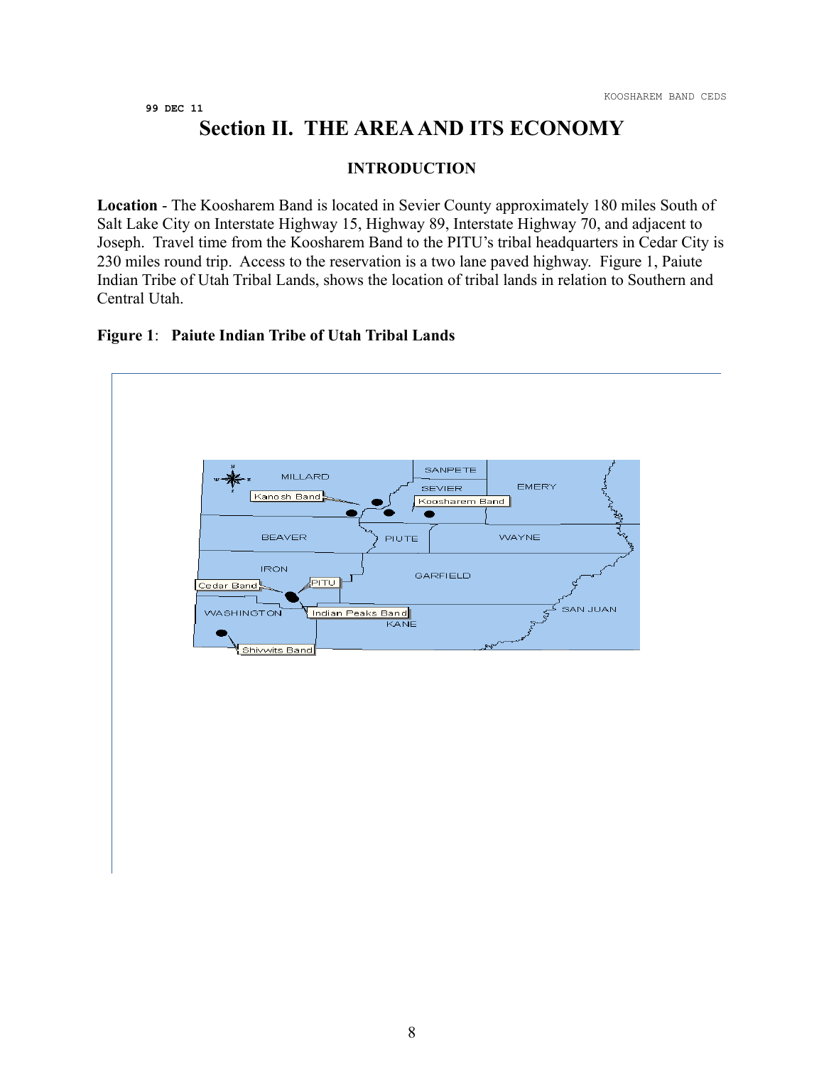99 DEC 11

# Section II. THE AREA AND ITS ECONOMY

## INTRODUCTION

**Location** - The Koosharem Band is located in Sevier County approximately 180 miles South of Salt Lake City on Interstate Highway 15, Highway 89, Interstate Highway 70, and adjacent to Joseph. Travel time from the Koosharem Band to the PITU's tribal headquarters in Cedar City is 230 miles round trip. Access to the reservation is a two lane paved highway. Figure 1, Paiute Indian Tribe of Utah Tribal Lands, shows the location of tribal lands in relation to Southern and Central Utah.

**Figure 1**: **Paiute Indian Tribe of Utah Tribal Lands**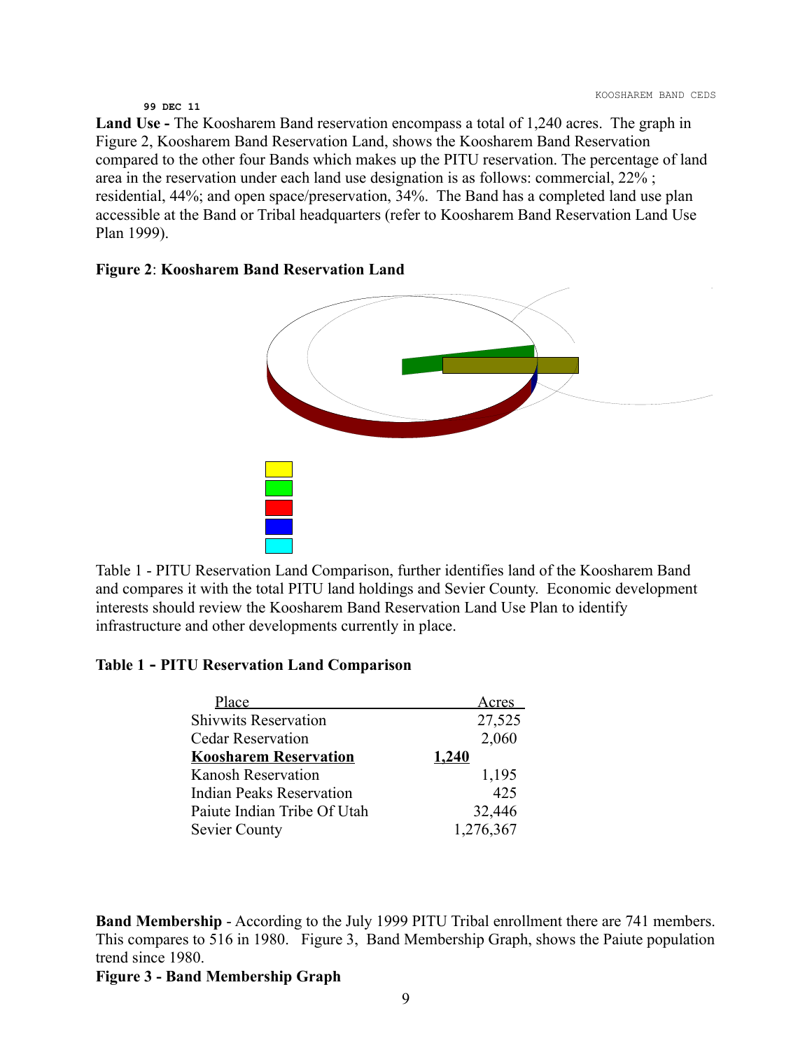99 DEC 11

**Land Use -** The Koosharem Band reservation encompass a total of 1,240 acres. The graph in Figure 2, Koosharem Band Reservation Land, shows the Koosharem Band Reservation compared to the other four Bands which makes up the PITU reservation. The percentage of land area in the reservation under each land use designation is as follows: commercial, 22% ; residential, 44%; and open space/preservation, 34%. The Band has a completed land use plan accessible at the Band or Tribal headquarters (refer to Koosharem Band Reservation Land Use Plan 1999).

**Figure 2**: **Koosharem Band Reservation Land**

Table 1 - PITU Reservation Land Comparison, further identifies land of the Koosharem Band and compares it with the total PITU land holdings and Sevier County. Economic development interests should review the Koosharem Band Reservation Land Use Plan to identify infrastructure and other developments currently in place.

**Table 1 - PITU Reservation Land Comparison**

| Place | Acres |
|---|---|
| Shivwits Reservation | 27,525 |
| Cedar Reservation | 2,060 |
| **Koosharem Reservation** | **1,240** |
| Kanosh Reservation | 1,195 |
| Indian Peaks Reservation | 425 |
| Paiute Indian Tribe Of Utah | 32,446 |
| Sevier County | 1,276,367 |

**Band Membership** - According to the July 1999 PITU Tribal enrollment there are 741 members. This compares to 516 in 1980. Figure 3, Band Membership Graph, shows the Paiute population trend since 1980.

**Figure 3 - Band Membership Graph**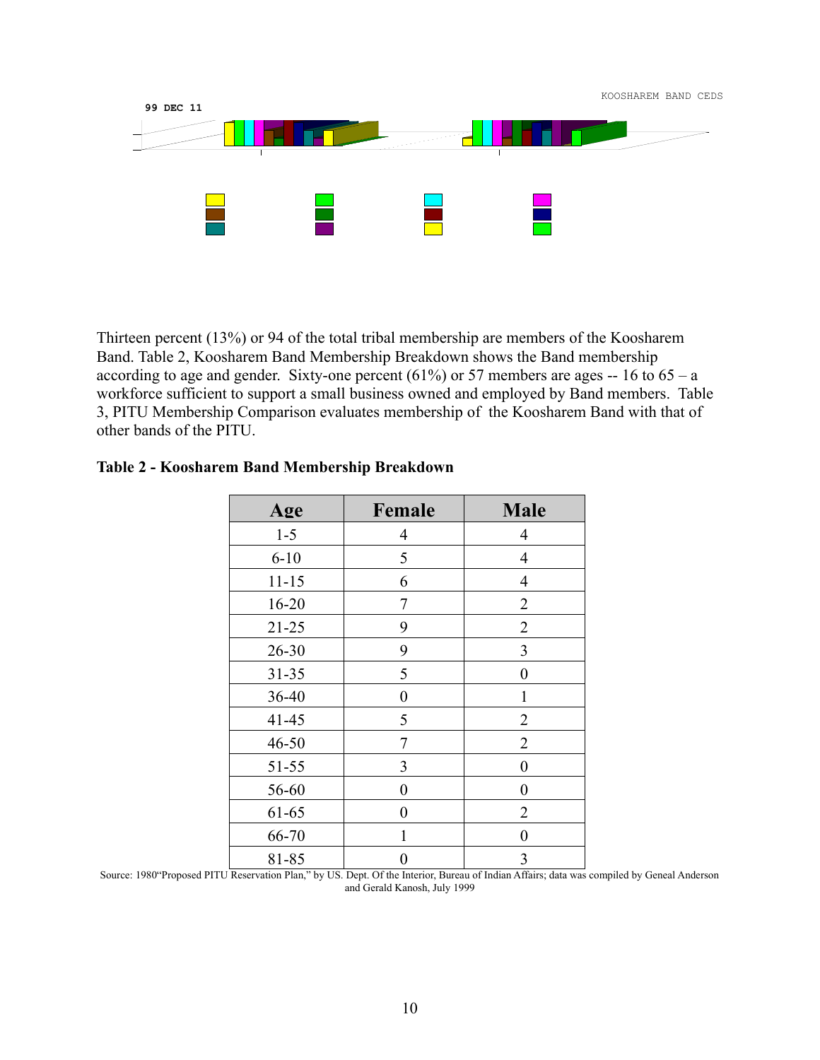Thirteen percent (13%) or 94 of the total tribal membership are members of the Koosharem Band. Table 2, Koosharem Band Membership Breakdown shows the Band membership according to age and gender. Sixty-one percent (61%) or 57 members are ages -- 16 to 65 – a workforce sufficient to support a small business owned and employed by Band members. Table 3, PITU Membership Comparison evaluates membership of the Koosharem Band with that of other bands of the PITU.

**Table 2 - Koosharem Band Membership Breakdown**

| Age | Female | Male |
|---|---|---|
| 1-5 | 4 | 4 |
| 6-10 | 5 | 4 |
| 11-15 | 6 | 4 |
| 16-20 | 7 | 2 |
| 21-25 | 9 | 2 |
| 26-30 | 9 | 3 |
| 31-35 | 5 | 0 |
| 36-40 | 0 | 1 |
| 41-45 | 5 | 2 |
| 46-50 | 7 | 2 |
| 51-55 | 3 | 0 |
| 56-60 | 0 | 0 |
| 61-65 | 0 | 2 |
| 66-70 | 1 | 0 |
| 81-85 | 0 | 3 |

Source: 1980"Proposed PITU Reservation Plan," by US. Dept. Of the Interior, Bureau of Indian Affairs; data was compiled by Geneal Anderson and Gerald Kanosh, July 1999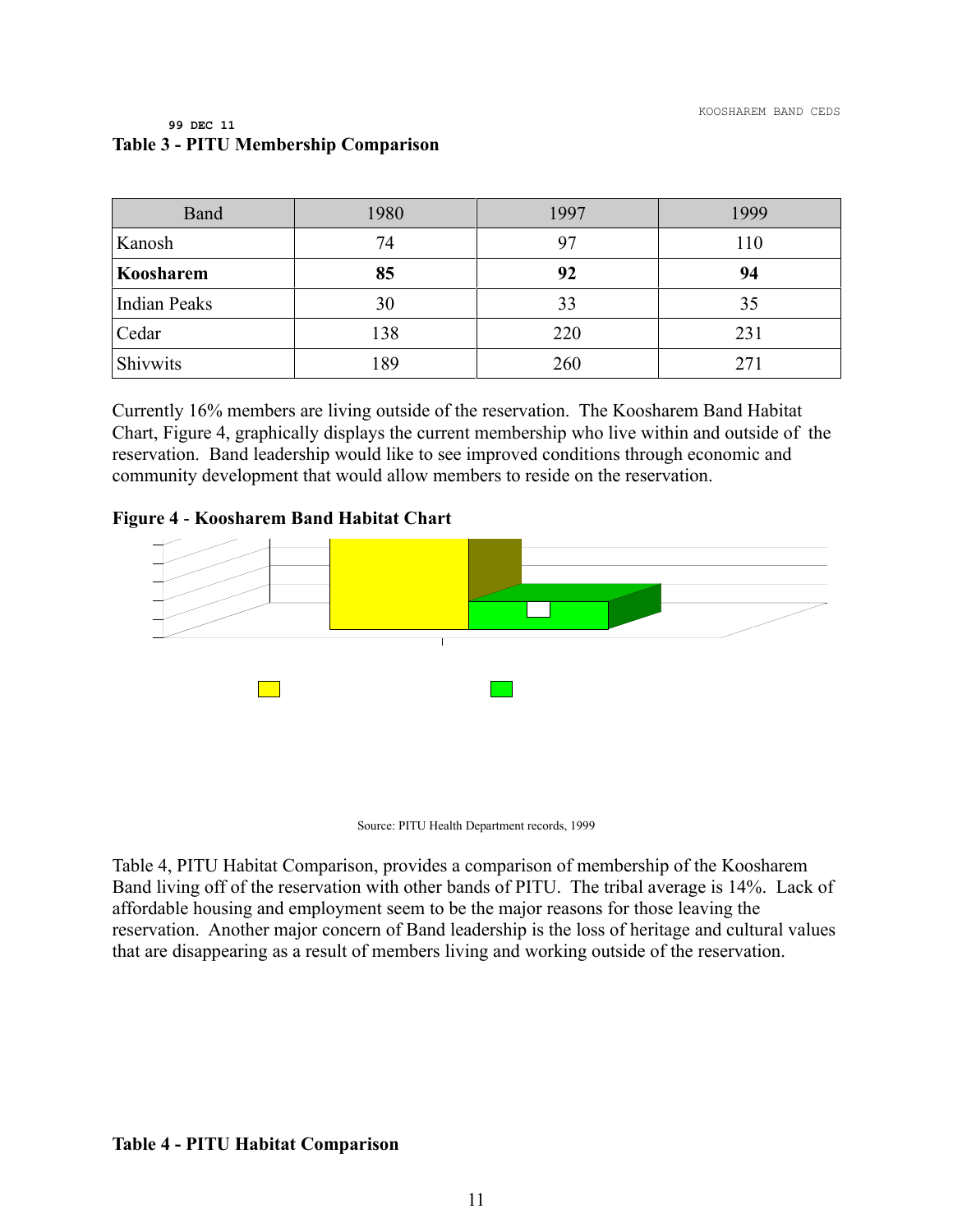99 DEC 11

**Table 3 - PITU Membership Comparison**

| Band | 1980 | 1997 | 1999 |
|---|---|---|---|
| Kanosh | 74 | 97 | 110 |
| **Koosharem** | **85** | **92** | **94** |
| Indian Peaks | 30 | 33 | 35 |
| Cedar | 138 | 220 | 231 |
| Shivwits | 189 | 260 | 271 |

Currently 16% members are living outside of the reservation. The Koosharem Band Habitat Chart, Figure 4, graphically displays the current membership who live within and outside of the reservation. Band leadership would like to see improved conditions through economic and community development that would allow members to reside on the reservation.

**Figure 4 - Koosharem Band Habitat Chart**

Source: PITU Health Department records, 1999

Table 4, PITU Habitat Comparison, provides a comparison of membership of the Koosharem Band living off of the reservation with other bands of PITU. The tribal average is 14%. Lack of affordable housing and employment seem to be the major reasons for those leaving the reservation. Another major concern of Band leadership is the loss of heritage and cultural values that are disappearing as a result of members living and working outside of the reservation.

**Table 4 - PITU Habitat Comparison**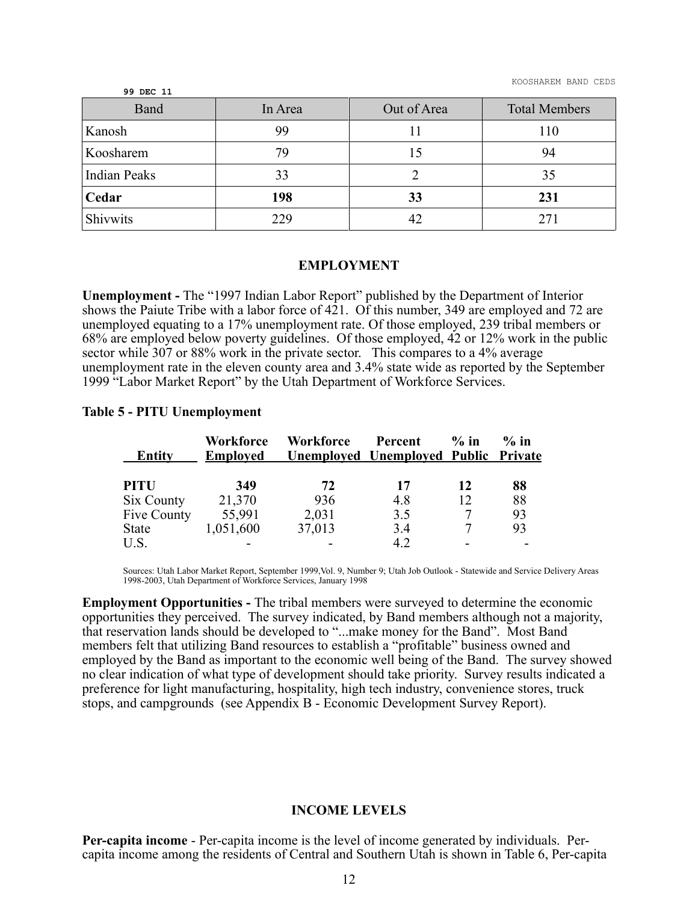99 DEC 11

| Band | In Area | Out of Area | Total Members |
|---|---|---|---|
| Kanosh | 99 | 11 | 110 |
| Koosharem | 79 | 15 | 94 |
| Indian Peaks | 33 | 2 | 35 |
| **Cedar** | **198** | **33** | **231** |
| Shivwits | 229 | 42 | 271 |

## EMPLOYMENT

**Unemployment -** The "1997 Indian Labor Report" published by the Department of Interior shows the Paiute Tribe with a labor force of 421. Of this number, 349 are employed and 72 are unemployed equating to a 17% unemployment rate. Of those employed, 239 tribal members or 68% are employed below poverty guidelines. Of those employed, 42 or 12% work in the public sector while 307 or 88% work in the private sector. This compares to a 4% average unemployment rate in the eleven county area and 3.4% state wide as reported by the September 1999 "Labor Market Report" by the Utah Department of Workforce Services.

**Table 5 - PITU Unemployment**

| Entity | Workforce Employed | Workforce Unemployed | Percent Unemployed | % in Public | % in Private |
|---|---|---|---|---|---|
| **PITU** | **349** | **72** | **17** | **12** | **88** |
| Six County | 21,370 | 936 | 4.8 | 12 | 88 |
| Five County | 55,991 | 2,031 | 3.5 | 7 | 93 |
| State | 1,051,600 | 37,013 | 3.4 | 7 | 93 |
| U.S. | - | - | 4.2 | - | - |

Sources: Utah Labor Market Report, September 1999,Vol. 9, Number 9; Utah Job Outlook - Statewide and Service Delivery Areas 1998-2003, Utah Department of Workforce Services, January 1998

**Employment Opportunities -** The tribal members were surveyed to determine the economic opportunities they perceived. The survey indicated, by Band members although not a majority, that reservation lands should be developed to "...make money for the Band". Most Band members felt that utilizing Band resources to establish a "profitable" business owned and employed by the Band as important to the economic well being of the Band. The survey showed no clear indication of what type of development should take priority. Survey results indicated a preference for light manufacturing, hospitality, high tech industry, convenience stores, truck stops, and campgrounds (see Appendix B - Economic Development Survey Report).

## INCOME LEVELS

**Per-capita income** - Per-capita income is the level of income generated by individuals. Per-capita income among the residents of Central and Southern Utah is shown in Table 6, Per-capita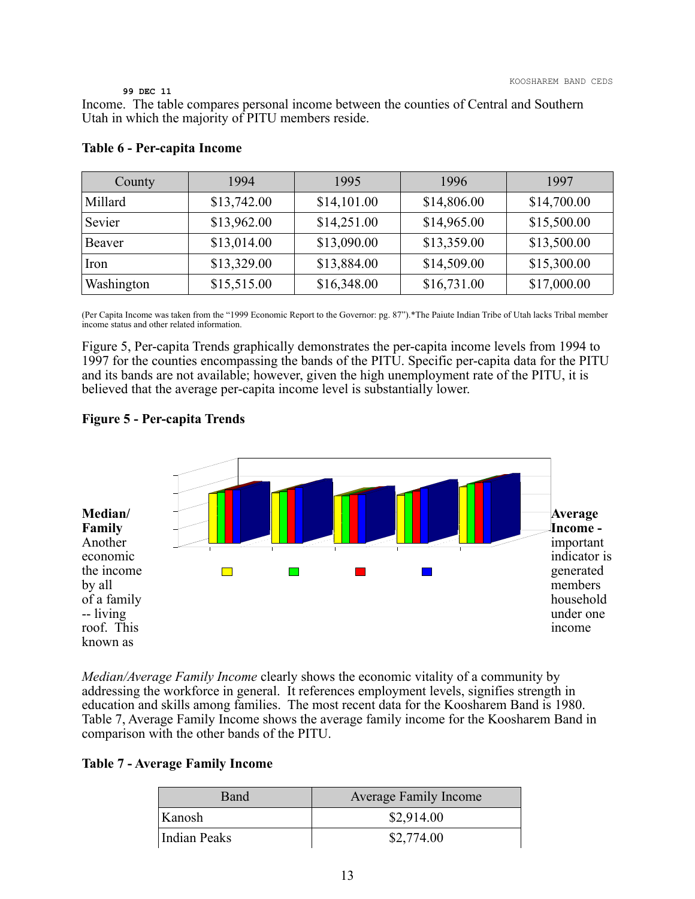Income. The table compares personal income between the counties of Central and Southern Utah in which the majority of PITU members reside.

**Table 6 - Per-capita Income**

| County | 1994 | 1995 | 1996 | 1997 |
|---|---|---|---|---|
| Millard | $13,742.00 | $14,101.00 | $14,806.00 | $14,700.00 |
| Sevier | $13,962.00 | $14,251.00 | $14,965.00 | $15,500.00 |
| Beaver | $13,014.00 | $13,090.00 | $13,359.00 | $13,500.00 |
| Iron | $13,329.00 | $13,884.00 | $14,509.00 | $15,300.00 |
| Washington | $15,515.00 | $16,348.00 | $16,731.00 | $17,000.00 |

(Per Capita Income was taken from the "1999 Economic Report to the Governor: pg. 87").*The Paiute Indian Tribe of Utah lacks Tribal member income status and other related information.

Figure 5, Per-capita Trends graphically demonstrates the per-capita income levels from 1994 to 1997 for the counties encompassing the bands of the PITU. Specific per-capita data for the PITU and its bands are not available; however, given the high unemployment rate of the PITU, it is believed that the average per-capita income level is substantially lower.

**Figure 5 - Per-capita Trends**

**Median/Family Average Income -** Another important economic indicator is the income generated by all members of a family household -- living under one roof. This income known as *Median/Average Family Income* clearly shows the economic vitality of a community by addressing the workforce in general. It references employment levels, signifies strength in education and skills among families. The most recent data for the Koosharem Band is 1980. Table 7, Average Family Income shows the average family income for the Koosharem Band in comparison with the other bands of the PITU.

**Table 7 - Average Family Income**

| Band | Average Family Income |
|---|---|
| Kanosh | $2,914.00 |
| Indian Peaks | $2,774.00 |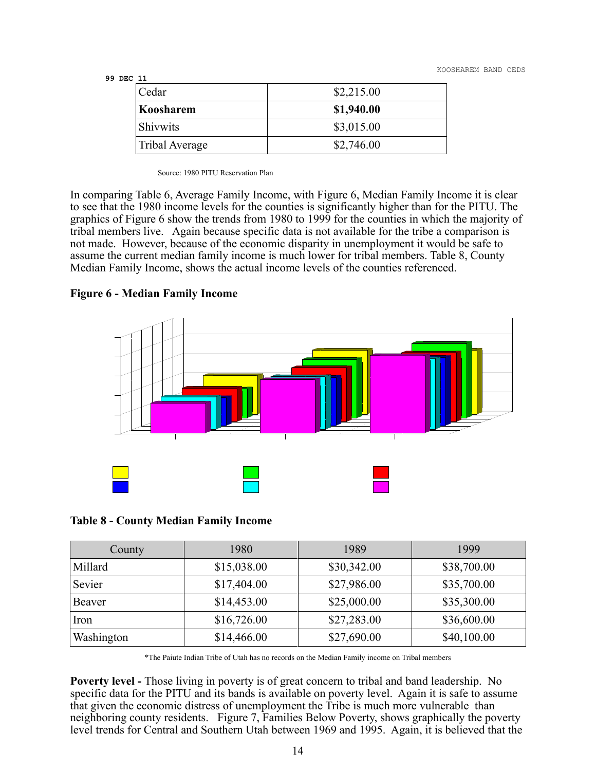| Cedar | $2,215.00 |
|---|---|
| **Koosharem** | **$1,940.00** |
| Shivwits | $3,015.00 |
| Tribal Average | $2,746.00 |

Source: 1980 PITU Reservation Plan

In comparing Table 6, Average Family Income, with Figure 6, Median Family Income it is clear to see that the 1980 income levels for the counties is significantly higher than for the PITU. The graphics of Figure 6 show the trends from 1980 to 1999 for the counties in which the majority of tribal members live. Again because specific data is not available for the tribe a comparison is not made. However, because of the economic disparity in unemployment it would be safe to assume the current median family income is much lower for tribal members. Table 8, County Median Family Income, shows the actual income levels of the counties referenced.

**Figure 6 - Median Family Income**

**Table 8 - County Median Family Income**

| County | 1980 | 1989 | 1999 |
|---|---|---|---|
| Millard | $15,038.00 | $30,342.00 | $38,700.00 |
| Sevier | $17,404.00 | $27,986.00 | $35,700.00 |
| Beaver | $14,453.00 | $25,000.00 | $35,300.00 |
| Iron | $16,726.00 | $27,283.00 | $36,600.00 |
| Washington | $14,466.00 | $27,690.00 | $40,100.00 |

*The Paiute Indian Tribe of Utah has no records on the Median Family income on Tribal members

**Poverty level -** Those living in poverty is of great concern to tribal and band leadership. No specific data for the PITU and its bands is available on poverty level. Again it is safe to assume that given the economic distress of unemployment the Tribe is much more vulnerable than neighboring county residents. Figure 7, Families Below Poverty, shows graphically the poverty level trends for Central and Southern Utah between 1969 and 1995. Again, it is believed that the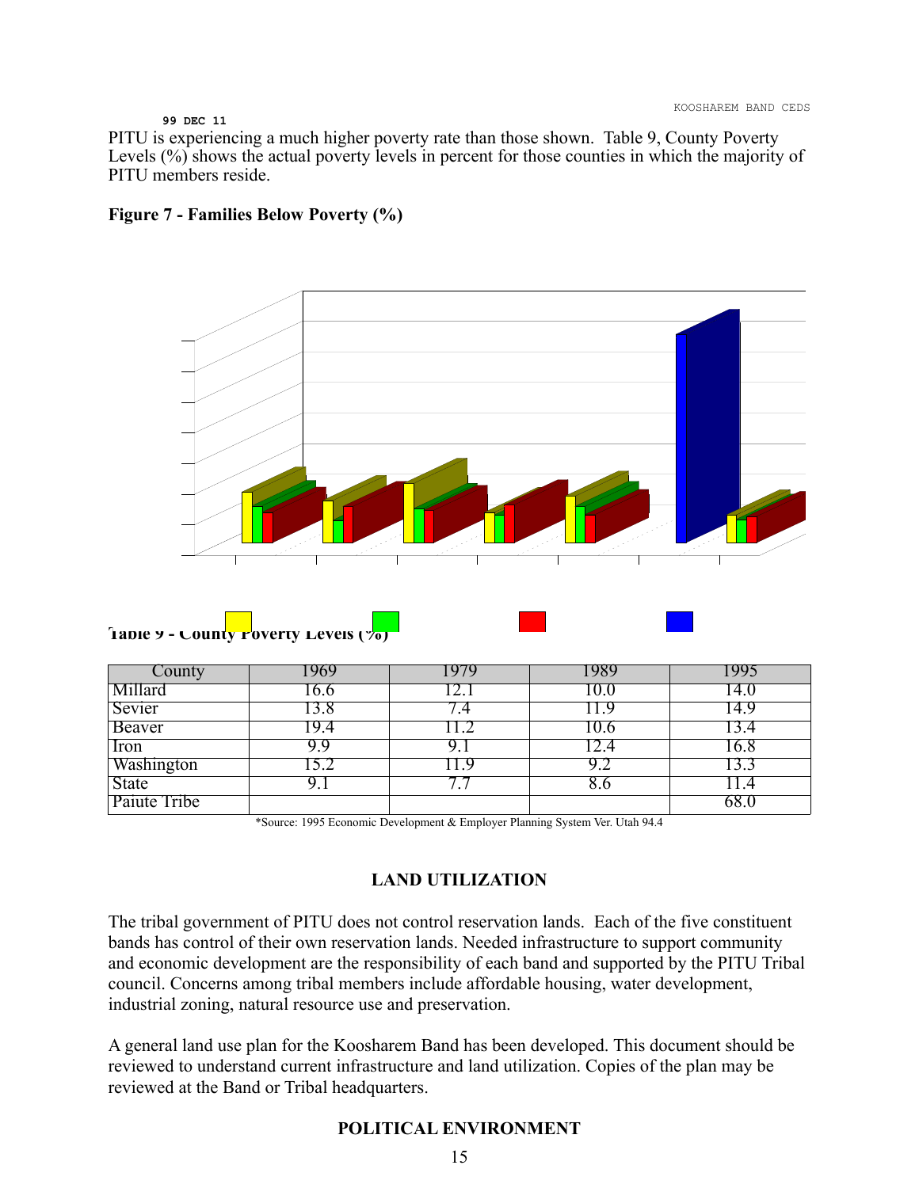99 DEC 11

PITU is experiencing a much higher poverty rate than those shown. Table 9, County Poverty Levels (%) shows the actual poverty levels in percent for those counties in which the majority of PITU members reside.

**Figure 7 - Families Below Poverty (%)**

**Table 9 - County Poverty Levels (%)**

| County | 1969 | 1979 | 1989 | 1995 |
|---|---|---|---|---|
| Millard | 16.6 | 12.1 | 10.0 | 14.0 |
| Sevier | 13.8 | 7.4 | 11.9 | 14.9 |
| Beaver | 19.4 | 11.2 | 10.6 | 13.4 |
| Iron | 9.9 | 9.1 | 12.4 | 16.8 |
| Washington | 15.2 | 11.9 | 9.2 | 13.3 |
| State | 9.1 | 7.7 | 8.6 | 11.4 |
| Paiute Tribe | | | | 68.0 |

*Source: 1995 Economic Development & Employer Planning System Ver. Utah 94.4

## LAND UTILIZATION

The tribal government of PITU does not control reservation lands. Each of the five constituent bands has control of their own reservation lands. Needed infrastructure to support community and economic development are the responsibility of each band and supported by the PITU Tribal council. Concerns among tribal members include affordable housing, water development, industrial zoning, natural resource use and preservation.

A general land use plan for the Koosharem Band has been developed. This document should be reviewed to understand current infrastructure and land utilization. Copies of the plan may be reviewed at the Band or Tribal headquarters.

## POLITICAL ENVIRONMENT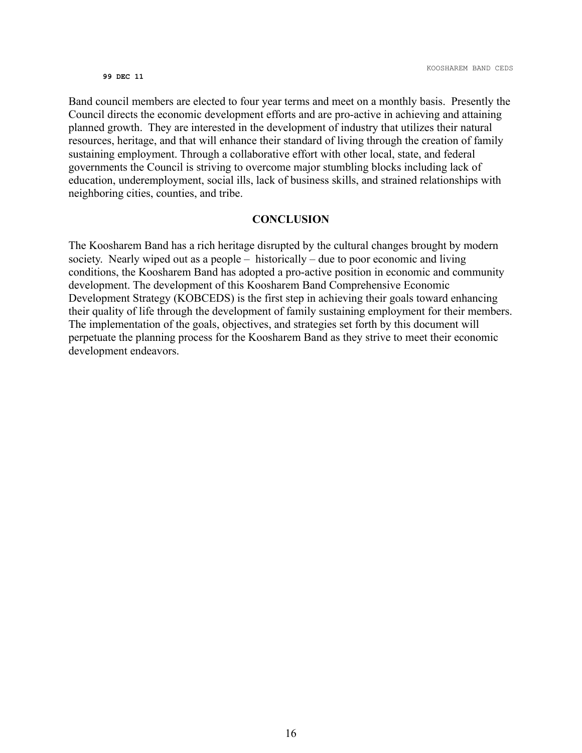Band council members are elected to four year terms and meet on a monthly basis. Presently the Council directs the economic development efforts and are pro-active in achieving and attaining planned growth. They are interested in the development of industry that utilizes their natural resources, heritage, and that will enhance their standard of living through the creation of family sustaining employment. Through a collaborative effort with other local, state, and federal governments the Council is striving to overcome major stumbling blocks including lack of education, underemployment, social ills, lack of business skills, and strained relationships with neighboring cities, counties, and tribe.

## CONCLUSION

The Koosharem Band has a rich heritage disrupted by the cultural changes brought by modern society. Nearly wiped out as a people – historically – due to poor economic and living conditions, the Koosharem Band has adopted a pro-active position in economic and community development. The development of this Koosharem Band Comprehensive Economic Development Strategy (KOBCEDS) is the first step in achieving their goals toward enhancing their quality of life through the development of family sustaining employment for their members. The implementation of the goals, objectives, and strategies set forth by this document will perpetuate the planning process for the Koosharem Band as they strive to meet their economic development endeavors.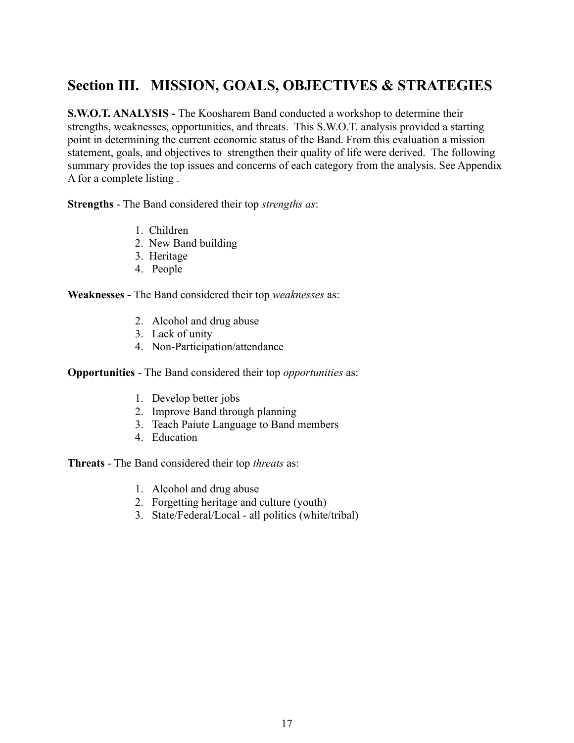## Section III. MISSION, GOALS, OBJECTIVES & STRATEGIES

**S.W.O.T. ANALYSIS -** The Koosharem Band conducted a workshop to determine their strengths, weaknesses, opportunities, and threats. This S.W.O.T. analysis provided a starting point in determining the current economic status of the Band. From this evaluation a mission statement, goals, and objectives to strengthen their quality of life were derived. The following summary provides the top issues and concerns of each category from the analysis. See Appendix A for a complete listing .

**Strengths** - The Band considered their top *strengths as*:

1. Children
2. New Band building
3. Heritage
4. People

**Weaknesses -** The Band considered their top *weaknesses* as:

2. Alcohol and drug abuse
3. Lack of unity
4. Non-Participation/attendance

**Opportunities** - The Band considered their top *opportunities* as:

1. Develop better jobs
2. Improve Band through planning
3. Teach Paiute Language to Band members
4. Education

**Threats** - The Band considered their top *threats* as:

1. Alcohol and drug abuse
2. Forgetting heritage and culture (youth)
3. State/Federal/Local - all politics (white/tribal)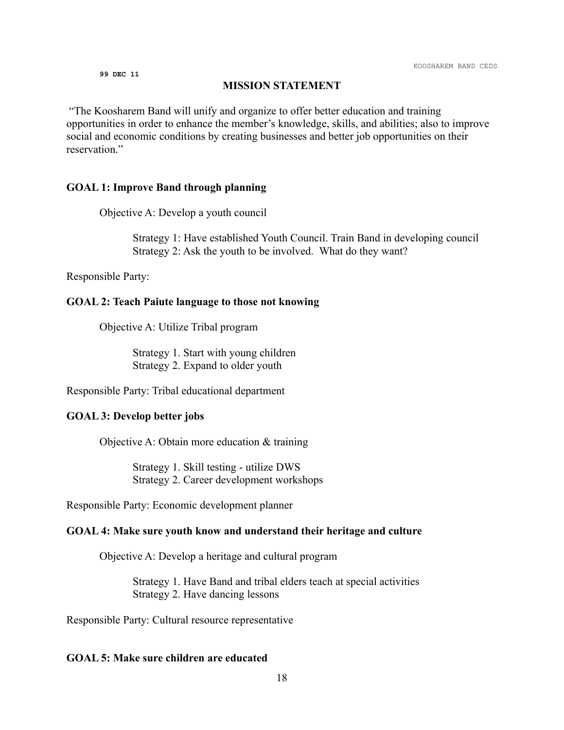99 DEC 11

## MISSION STATEMENT

"The Koosharem Band will unify and organize to offer better education and training opportunities in order to enhance the member's knowledge, skills, and abilities; also to improve social and economic conditions by creating businesses and better job opportunities on their reservation."

**GOAL 1: Improve Band through planning**

Objective A: Develop a youth council

Strategy 1: Have established Youth Council. Train Band in developing council
Strategy 2: Ask the youth to be involved. What do they want?

Responsible Party:

**GOAL 2: Teach Paiute language to those not knowing**

Objective A: Utilize Tribal program

Strategy 1. Start with young children
Strategy 2. Expand to older youth

Responsible Party: Tribal educational department

**GOAL 3: Develop better jobs**

Objective A: Obtain more education & training

Strategy 1. Skill testing - utilize DWS
Strategy 2. Career development workshops

Responsible Party: Economic development planner

**GOAL 4: Make sure youth know and understand their heritage and culture**

Objective A: Develop a heritage and cultural program

Strategy 1. Have Band and tribal elders teach at special activities
Strategy 2. Have dancing lessons

Responsible Party: Cultural resource representative

**GOAL 5: Make sure children are educated**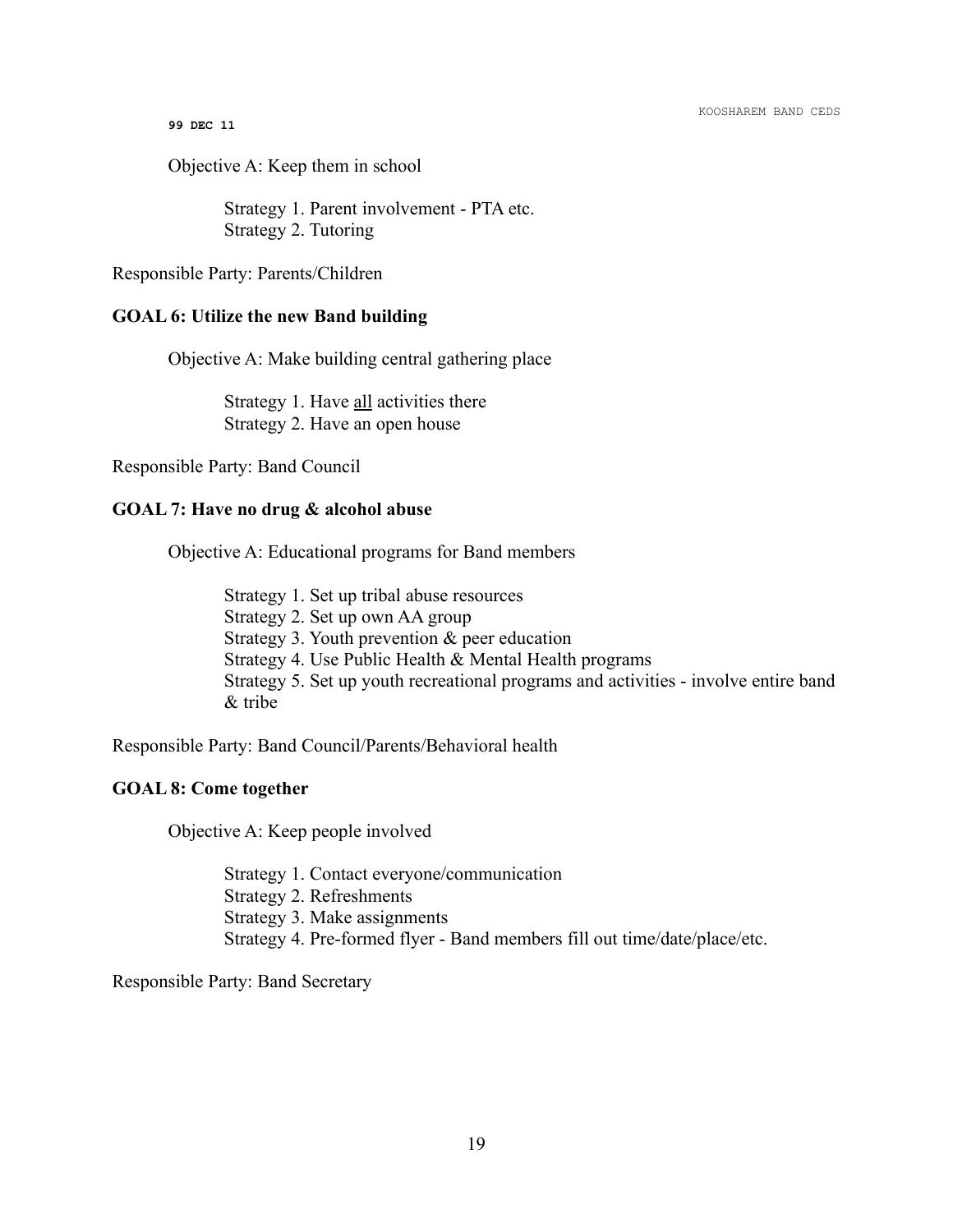Objective A: Keep them in school

Strategy 1. Parent involvement - PTA etc.
Strategy 2. Tutoring

Responsible Party: Parents/Children

**GOAL 6: Utilize the new Band building**

Objective A: Make building central gathering place

Strategy 1. Have <u>all</u> activities there
Strategy 2. Have an open house

Responsible Party: Band Council

**GOAL 7: Have no drug & alcohol abuse**

Objective A: Educational programs for Band members

Strategy 1. Set up tribal abuse resources
Strategy 2. Set up own AA group
Strategy 3. Youth prevention & peer education
Strategy 4. Use Public Health & Mental Health programs
Strategy 5. Set up youth recreational programs and activities - involve entire band & tribe

Responsible Party: Band Council/Parents/Behavioral health

**GOAL 8: Come together**

Objective A: Keep people involved

Strategy 1. Contact everyone/communication
Strategy 2. Refreshments
Strategy 3. Make assignments
Strategy 4. Pre-formed flyer - Band members fill out time/date/place/etc.

Responsible Party: Band Secretary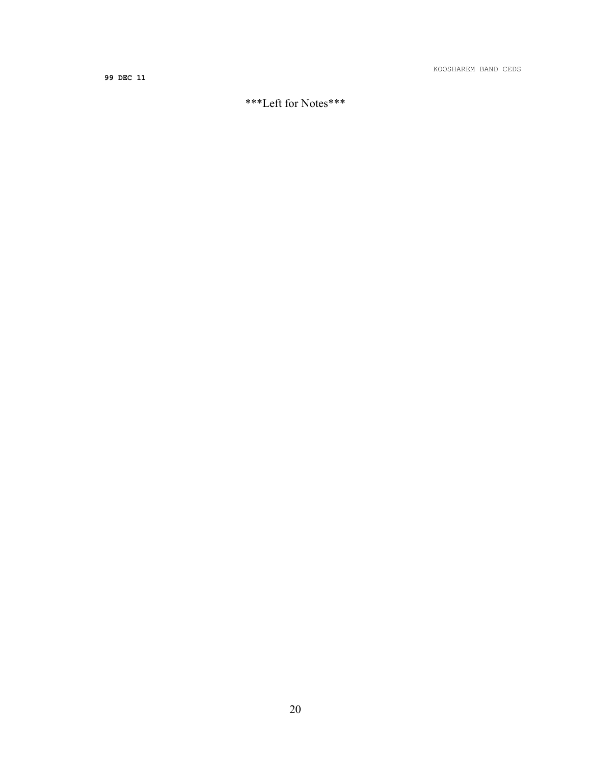\*\*\*Left for Notes\*\*\*

***Left for Notes***